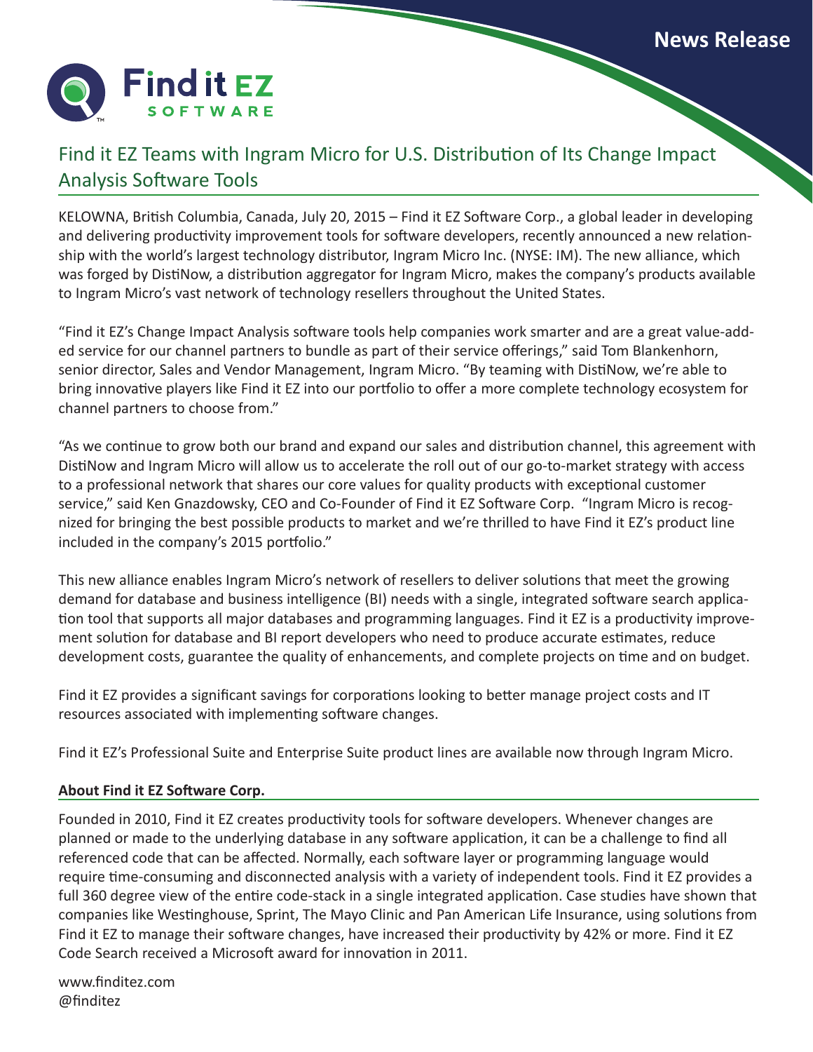News Release

Find it EZ SOFTWARE

# Find it EZ Teams with Ingram Micro for U.S. Distribution of Its Change Impact Analysis Software Tools

KELOWNA, British Columbia, Canada, July 20, 2015 – Find it EZ Software Corp., a global leader in developing and delivering productivity improvement tools for software developers, recently announced a new relationship with the world's largest technology distributor, Ingram Micro Inc. (NYSE: IM). The new alliance, which was forged by DistiNow, a distribution aggregator for Ingram Micro, makes the company's products available to Ingram Micro's vast network of technology resellers throughout the United States.

"Find it EZ's Change Impact Analysis software tools help companies work smarter and are a great value-added service for our channel partners to bundle as part of their service offerings," said Tom Blankenhorn, senior director, Sales and Vendor Management, Ingram Micro. "By teaming with DistiNow, we're able to bring innovative players like Find it EZ into our portfolio to offer a more complete technology ecosystem for channel partners to choose from."

"As we continue to grow both our brand and expand our sales and distribution channel, this agreement with DistiNow and Ingram Micro will allow us to accelerate the roll out of our go-to-market strategy with access to a professional network that shares our core values for quality products with exceptional customer service," said Ken Gnazdowsky, CEO and Co-Founder of Find it EZ Software Corp. "Ingram Micro is recognized for bringing the best possible products to market and we're thrilled to have Find it EZ's product line included in the company's 2015 portfolio."

This new alliance enables Ingram Micro's network of resellers to deliver solutions that meet the growing demand for database and business intelligence (BI) needs with a single, integrated software search application tool that supports all major databases and programming languages. Find it EZ is a productivity improvement solution for database and BI report developers who need to produce accurate estimates, reduce development costs, guarantee the quality of enhancements, and complete projects on time and on budget.

Find it EZ provides a significant savings for corporations looking to better manage project costs and IT resources associated with implementing software changes.

Find it EZ's Professional Suite and Enterprise Suite product lines are available now through Ingram Micro.

## About Find it EZ Software Corp.

Founded in 2010, Find it EZ creates productivity tools for software developers. Whenever changes are planned or made to the underlying database in any software application, it can be a challenge to find all referenced code that can be affected. Normally, each software layer or programming language would require time-consuming and disconnected analysis with a variety of independent tools. Find it EZ provides a full 360 degree view of the entire code-stack in a single integrated application. Case studies have shown that companies like Westinghouse, Sprint, The Mayo Clinic and Pan American Life Insurance, using solutions from Find it EZ to manage their software changes, have increased their productivity by 42% or more. Find it EZ Code Search received a Microsoft award for innovation in 2011.

www.finditez.com
@finditez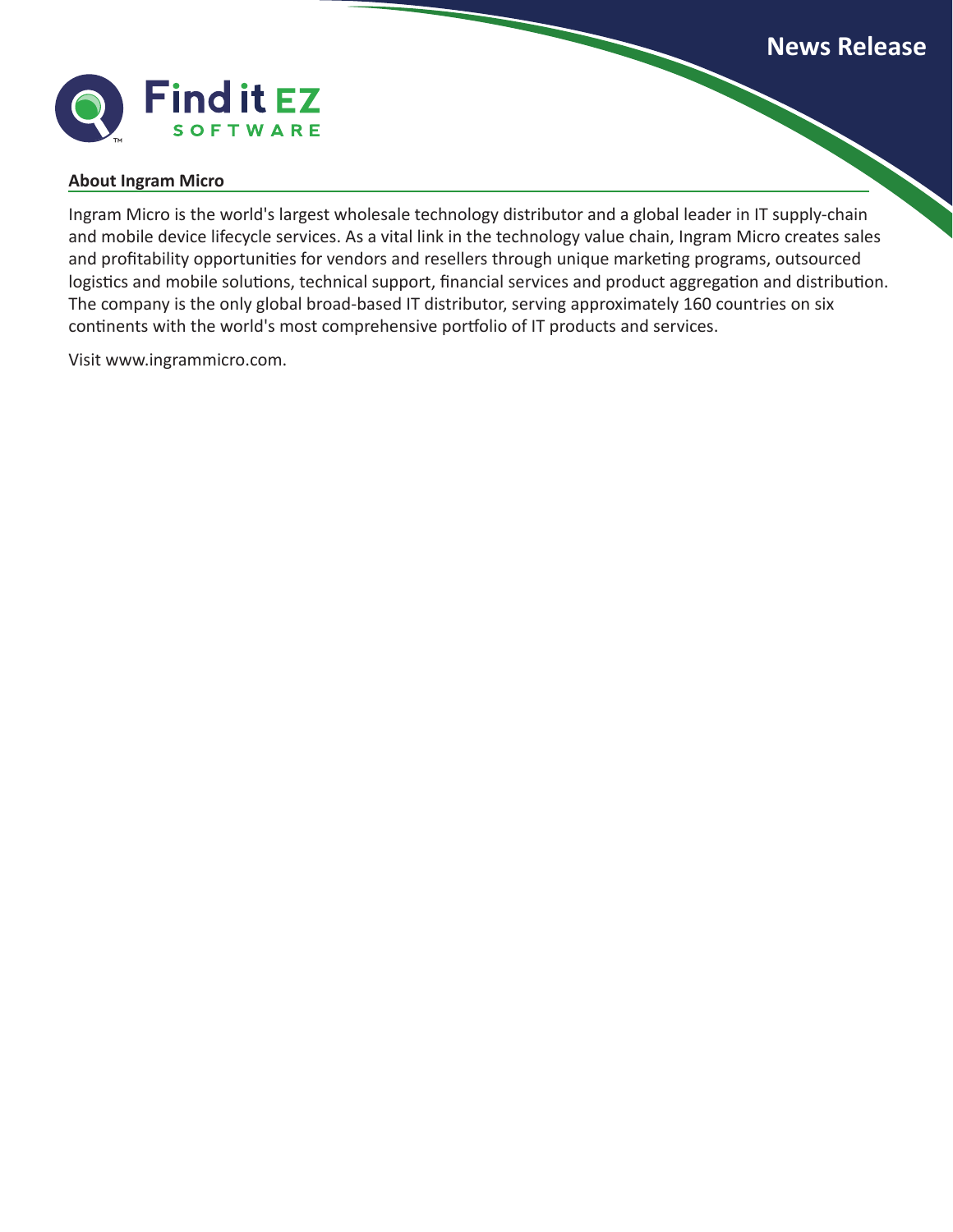**About Ingram Micro**

Ingram Micro is the world's largest wholesale technology distributor and a global leader in IT supply-chain and mobile device lifecycle services. As a vital link in the technology value chain, Ingram Micro creates sales and profitability opportunities for vendors and resellers through unique marketing programs, outsourced logistics and mobile solutions, technical support, financial services and product aggregation and distribution. The company is the only global broad-based IT distributor, serving approximately 160 countries on six continents with the world's most comprehensive portfolio of IT products and services.

Visit www.ingrammicro.com.